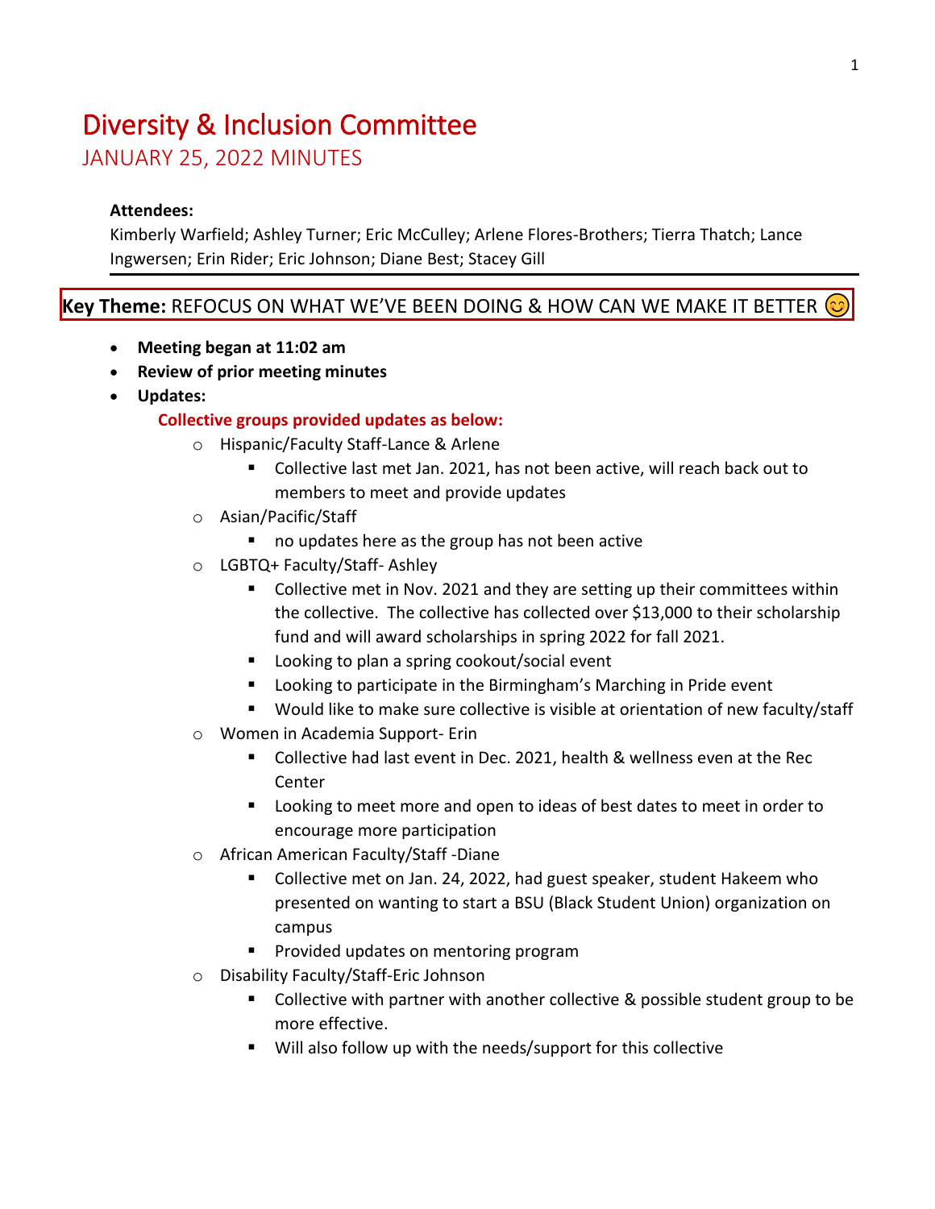# Diversity & Inclusion Committee

## JANUARY 25, 2022 MINUTES

**Attendees:**
Kimberly Warfield; Ashley Turner; Eric McCulley; Arlene Flores-Brothers; Tierra Thatch; Lance Ingwersen; Erin Rider; Eric Johnson; Diane Best; Stacey Gill

---

**Key Theme:** REFOCUS ON WHAT WE'VE BEEN DOING & HOW CAN WE MAKE IT BETTER 😊

- **Meeting began at 11:02 am**
- **Review of prior meeting minutes**
- **Updates:**

  **Collective groups provided updates as below:**

  - Hispanic/Faculty Staff-Lance & Arlene
    - Collective last met Jan. 2021, has not been active, will reach back out to members to meet and provide updates
  - Asian/Pacific/Staff
    - no updates here as the group has not been active
  - LGBTQ+ Faculty/Staff- Ashley
    - Collective met in Nov. 2021 and they are setting up their committees within the collective. The collective has collected over $13,000 to their scholarship fund and will award scholarships in spring 2022 for fall 2021.
    - Looking to plan a spring cookout/social event
    - Looking to participate in the Birmingham's Marching in Pride event
    - Would like to make sure collective is visible at orientation of new faculty/staff
  - Women in Academia Support- Erin
    - Collective had last event in Dec. 2021, health & wellness even at the Rec Center
    - Looking to meet more and open to ideas of best dates to meet in order to encourage more participation
  - African American Faculty/Staff -Diane
    - Collective met on Jan. 24, 2022, had guest speaker, student Hakeem who presented on wanting to start a BSU (Black Student Union) organization on campus
    - Provided updates on mentoring program
  - Disability Faculty/Staff-Eric Johnson
    - Collective with partner with another collective & possible student group to be more effective.
    - Will also follow up with the needs/support for this collective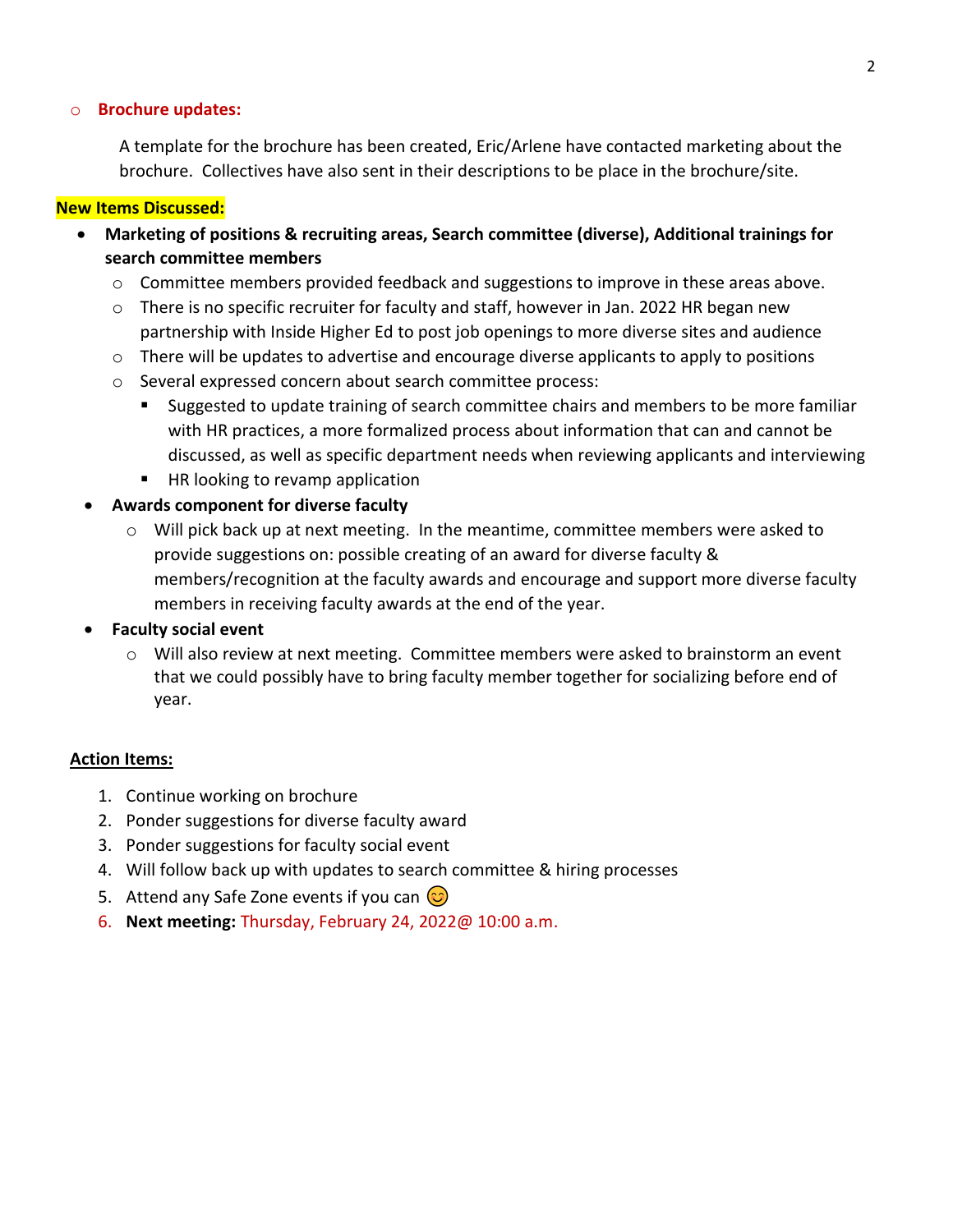- **Brochure updates:**

  A template for the brochure has been created, Eric/Arlene have contacted marketing about the brochure. Collectives have also sent in their descriptions to be place in the brochure/site.

**New Items Discussed:**

- **Marketing of positions & recruiting areas, Search committee (diverse), Additional trainings for search committee members**
  - Committee members provided feedback and suggestions to improve in these areas above.
  - There is no specific recruiter for faculty and staff, however in Jan. 2022 HR began new partnership with Inside Higher Ed to post job openings to more diverse sites and audience
  - There will be updates to advertise and encourage diverse applicants to apply to positions
  - Several expressed concern about search committee process:
    - Suggested to update training of search committee chairs and members to be more familiar with HR practices, a more formalized process about information that can and cannot be discussed, as well as specific department needs when reviewing applicants and interviewing
    - HR looking to revamp application
- **Awards component for diverse faculty**
  - Will pick back up at next meeting. In the meantime, committee members were asked to provide suggestions on: possible creating of an award for diverse faculty & members/recognition at the faculty awards and encourage and support more diverse faculty members in receiving faculty awards at the end of the year.
- **Faculty social event**
  - Will also review at next meeting. Committee members were asked to brainstorm an event that we could possibly have to bring faculty member together for socializing before end of year.

**Action Items:**

1. Continue working on brochure
2. Ponder suggestions for diverse faculty award
3. Ponder suggestions for faculty social event
4. Will follow back up with updates to search committee & hiring processes
5. Attend any Safe Zone events if you can 😊
6. **Next meeting:** Thursday, February 24, 2022@ 10:00 a.m.